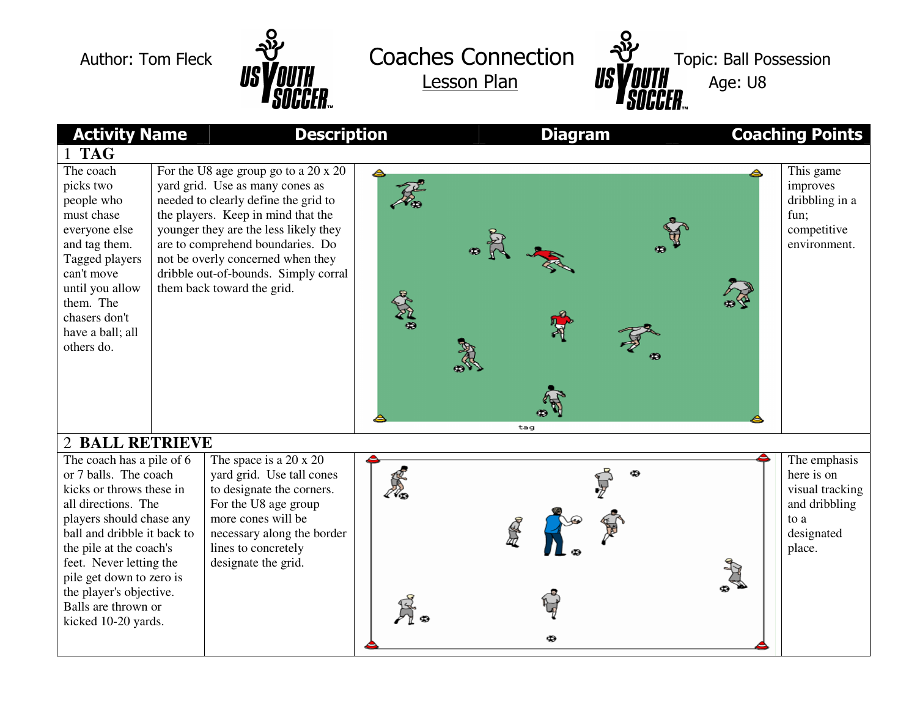Author: Tom Fleck

# Coaches Connection

Lesson Plan

Topic: Ball Possession

Age: U8

| Activity Name | Description | Diagram | Coaching Points |
|---|---|---|---|
| **1 TAG** | | | |
| The coach picks two people who must chase everyone else and tag them. Tagged players can't move until you allow them. The chasers don't have a ball; all others do. | For the U8 age group go to a 20 x 20 yard grid. Use as many cones as needed to clearly define the grid to the players. Keep in mind that the younger they are the less likely they are to comprehend boundaries. Do not be overly concerned when they dribble out-of-bounds. Simply corral them back toward the grid. | tag | This game improves dribbling in a fun; competitive environment. |
| **2 BALL RETRIEVE** | | | |
| The coach has a pile of 6 or 7 balls. The coach kicks or throws these in all directions. The players should chase any ball and dribble it back to the pile at the coach's feet. Never letting the pile get down to zero is the player's objective. Balls are thrown or kicked 10-20 yards. | The space is a 20 x 20 yard grid. Use tall cones to designate the corners. For the U8 age group more cones will be necessary along the border lines to concretely designate the grid. | | The emphasis here is on visual tracking and dribbling to a designated place. |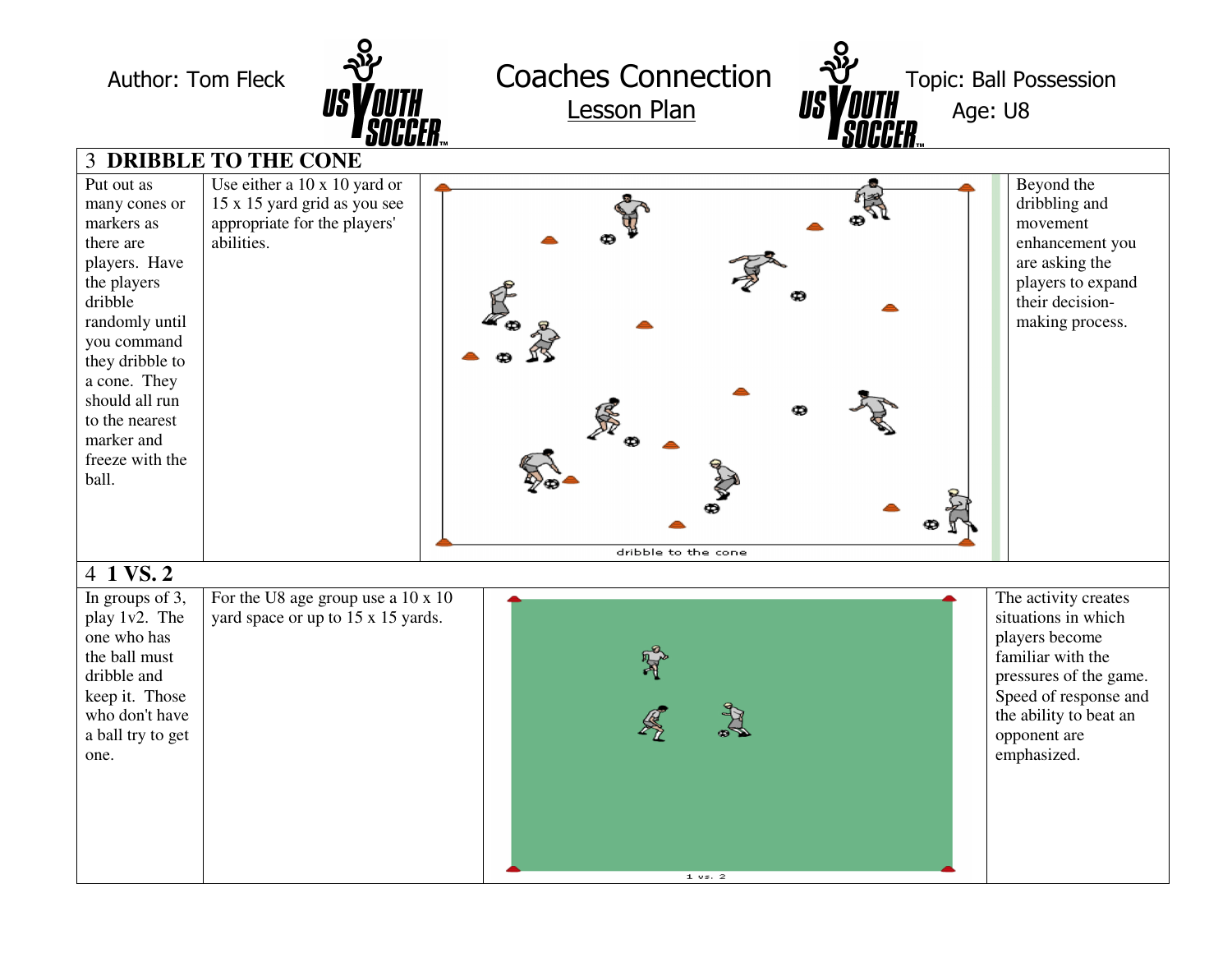Author: Tom Fleck

# Coaches Connection

Lesson Plan

Topic: Ball Possession

Age: U8

| 3 DRIBBLE TO THE CONE | | | |
|---|---|---|---|
| Put out as many cones or markers as there are players. Have the players dribble randomly until you command they dribble to a cone. They should all run to the nearest marker and freeze with the ball. | Use either a 10 x 10 yard or 15 x 15 yard grid as you see appropriate for the players' abilities. | dribble to the cone | Beyond the dribbling and movement enhancement you are asking the players to expand their decision-making process. |

| 4 1 VS. 2 | | | |
|---|---|---|---|
| In groups of 3, play 1v2. The one who has the ball must dribble and keep it. Those who don't have a ball try to get one. | For the U8 age group use a 10 x 10 yard space or up to 15 x 15 yards. | 1 vs. 2 | The activity creates situations in which players become familiar with the pressures of the game. Speed of response and the ability to beat an opponent are emphasized. |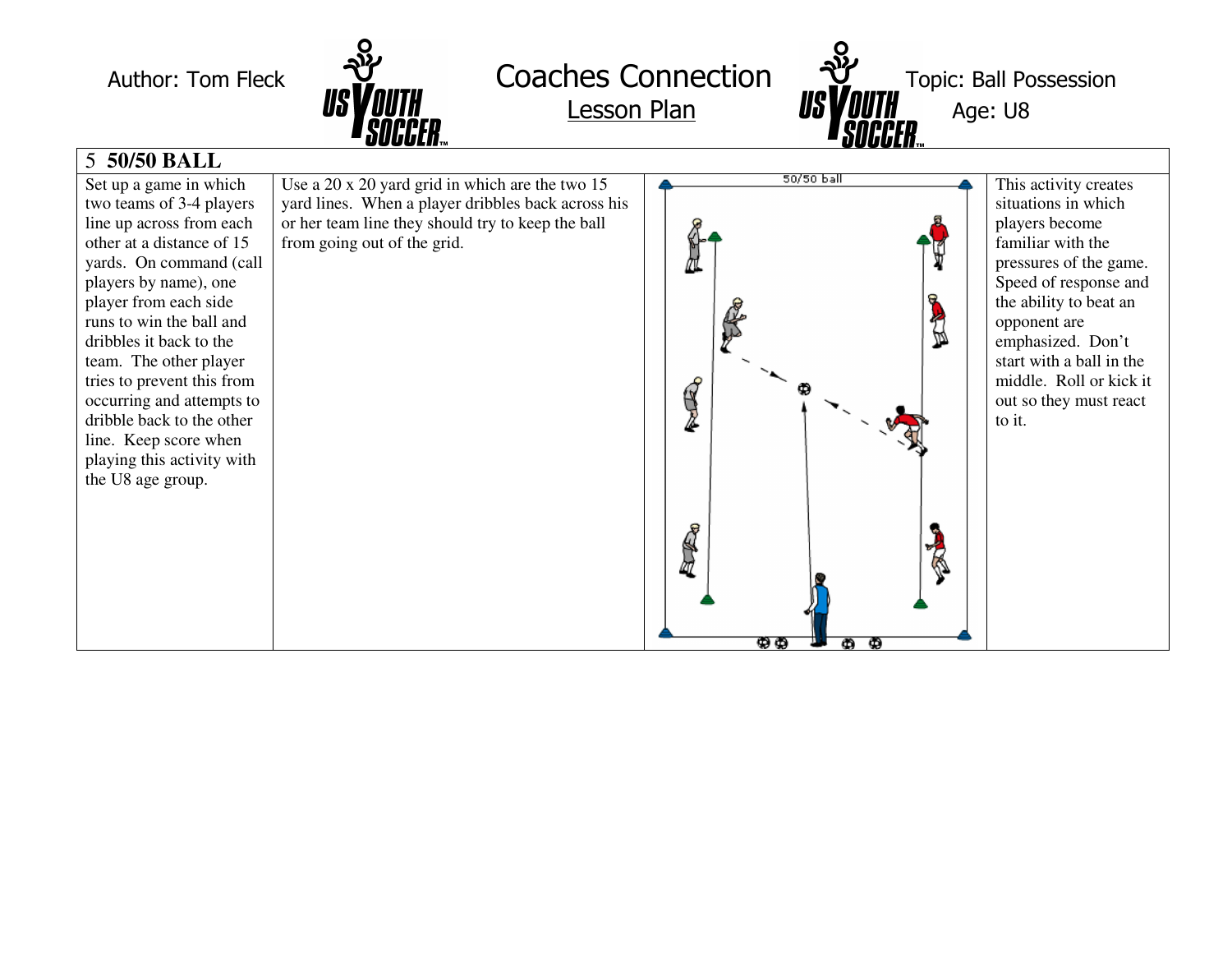Author: Tom Fleck

# Coaches Connection

Lesson Plan

Topic: Ball Possession

Age: U8

| 5 **50/50 BALL** | | | |
|---|---|---|---|
| Set up a game in which two teams of 3-4 players line up across from each other at a distance of 15 yards. On command (call players by name), one player from each side runs to win the ball and dribbles it back to the team. The other player tries to prevent this from occurring and attempts to dribble back to the other line. Keep score when playing this activity with the U8 age group. | Use a 20 x 20 yard grid in which are the two 15 yard lines. When a player dribbles back across his or her team line they should try to keep the ball from going out of the grid. | 50/50 ball | This activity creates situations in which players become familiar with the pressures of the game. Speed of response and the ability to beat an opponent are emphasized. Don't start with a ball in the middle. Roll or kick it out so they must react to it. |